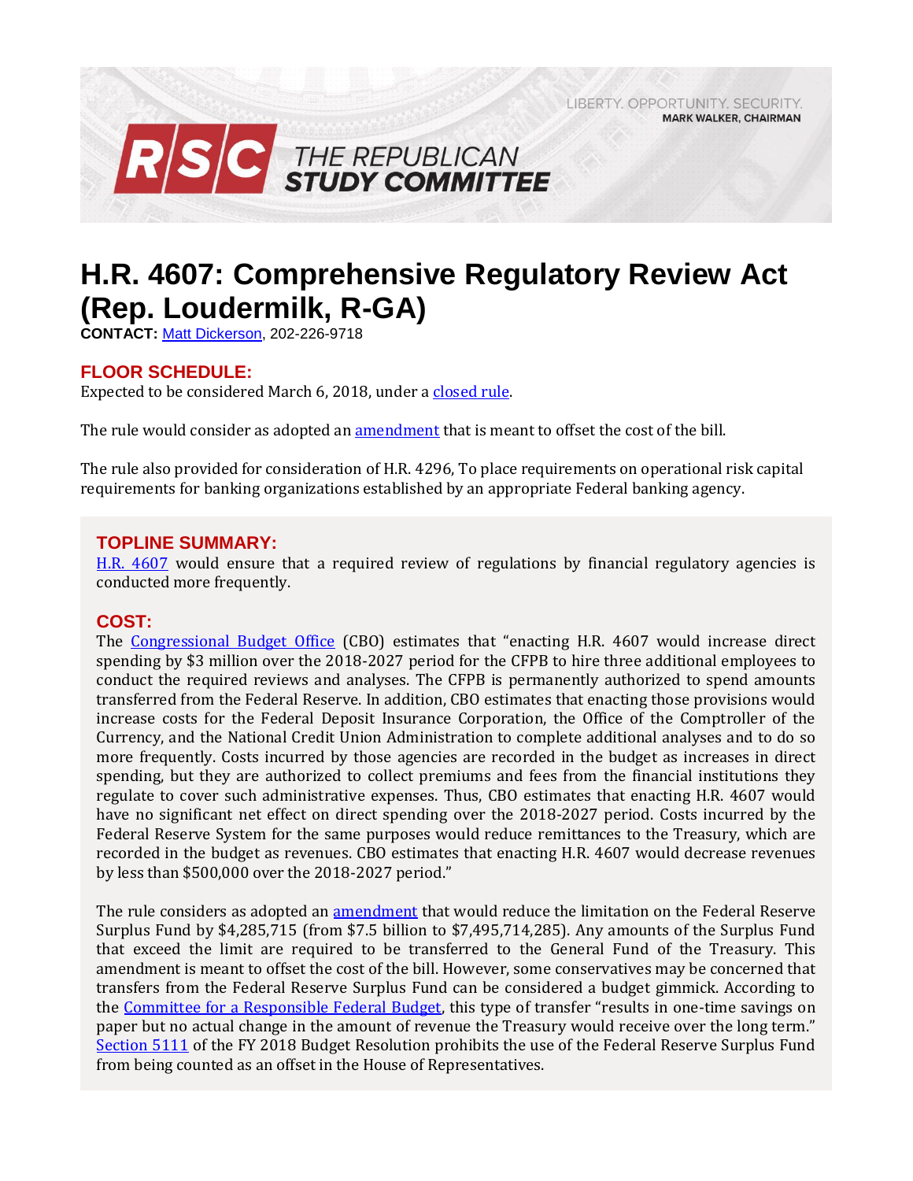LIBERTY. OPPORTUNITY. SECURITY.
MARK WALKER, CHAIRMAN

RSC THE REPUBLICAN STUDY COMMITTEE

# H.R. 4607: Comprehensive Regulatory Review Act (Rep. Loudermilk, R-GA)

**CONTACT:** Matt Dickerson, 202-226-9718

## FLOOR SCHEDULE:

Expected to be considered March 6, 2018, under a closed rule.

The rule would consider as adopted an amendment that is meant to offset the cost of the bill.

The rule also provided for consideration of H.R. 4296, To place requirements on operational risk capital requirements for banking organizations established by an appropriate Federal banking agency.

## TOPLINE SUMMARY:

H.R. 4607 would ensure that a required review of regulations by financial regulatory agencies is conducted more frequently.

## COST:

The Congressional Budget Office (CBO) estimates that "enacting H.R. 4607 would increase direct spending by $3 million over the 2018-2027 period for the CFPB to hire three additional employees to conduct the required reviews and analyses. The CFPB is permanently authorized to spend amounts transferred from the Federal Reserve. In addition, CBO estimates that enacting those provisions would increase costs for the Federal Deposit Insurance Corporation, the Office of the Comptroller of the Currency, and the National Credit Union Administration to complete additional analyses and to do so more frequently. Costs incurred by those agencies are recorded in the budget as increases in direct spending, but they are authorized to collect premiums and fees from the financial institutions they regulate to cover such administrative expenses. Thus, CBO estimates that enacting H.R. 4607 would have no significant net effect on direct spending over the 2018-2027 period. Costs incurred by the Federal Reserve System for the same purposes would reduce remittances to the Treasury, which are recorded in the budget as revenues. CBO estimates that enacting H.R. 4607 would decrease revenues by less than $500,000 over the 2018-2027 period."

The rule considers as adopted an amendment that would reduce the limitation on the Federal Reserve Surplus Fund by $4,285,715 (from $7.5 billion to $7,495,714,285). Any amounts of the Surplus Fund that exceed the limit are required to be transferred to the General Fund of the Treasury. This amendment is meant to offset the cost of the bill. However, some conservatives may be concerned that transfers from the Federal Reserve Surplus Fund can be considered a budget gimmick. According to the Committee for a Responsible Federal Budget, this type of transfer "results in one-time savings on paper but no actual change in the amount of revenue the Treasury would receive over the long term." Section 5111 of the FY 2018 Budget Resolution prohibits the use of the Federal Reserve Surplus Fund from being counted as an offset in the House of Representatives.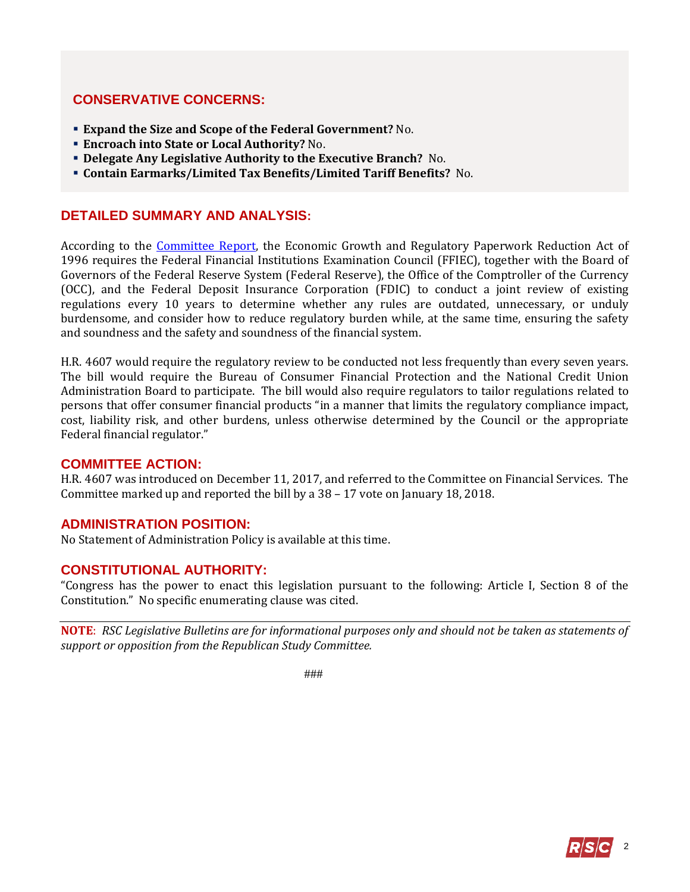## CONSERVATIVE CONCERNS:

- **Expand the Size and Scope of the Federal Government?** No.
- **Encroach into State or Local Authority?** No.
- **Delegate Any Legislative Authority to the Executive Branch?** No.
- **Contain Earmarks/Limited Tax Benefits/Limited Tariff Benefits?** No.

## DETAILED SUMMARY AND ANALYSIS:

According to the Committee Report, the Economic Growth and Regulatory Paperwork Reduction Act of 1996 requires the Federal Financial Institutions Examination Council (FFIEC), together with the Board of Governors of the Federal Reserve System (Federal Reserve), the Office of the Comptroller of the Currency (OCC), and the Federal Deposit Insurance Corporation (FDIC) to conduct a joint review of existing regulations every 10 years to determine whether any rules are outdated, unnecessary, or unduly burdensome, and consider how to reduce regulatory burden while, at the same time, ensuring the safety and soundness and the safety and soundness of the financial system.

H.R. 4607 would require the regulatory review to be conducted not less frequently than every seven years. The bill would require the Bureau of Consumer Financial Protection and the National Credit Union Administration Board to participate. The bill would also require regulators to tailor regulations related to persons that offer consumer financial products "in a manner that limits the regulatory compliance impact, cost, liability risk, and other burdens, unless otherwise determined by the Council or the appropriate Federal financial regulator."

## COMMITTEE ACTION:

H.R. 4607 was introduced on December 11, 2017, and referred to the Committee on Financial Services. The Committee marked up and reported the bill by a 38 – 17 vote on January 18, 2018.

## ADMINISTRATION POSITION:

No Statement of Administration Policy is available at this time.

## CONSTITUTIONAL AUTHORITY:

"Congress has the power to enact this legislation pursuant to the following: Article I, Section 8 of the Constitution." No specific enumerating clause was cited.

---

**NOTE**: *RSC Legislative Bulletins are for informational purposes only and should not be taken as statements of support or opposition from the Republican Study Committee.*

###